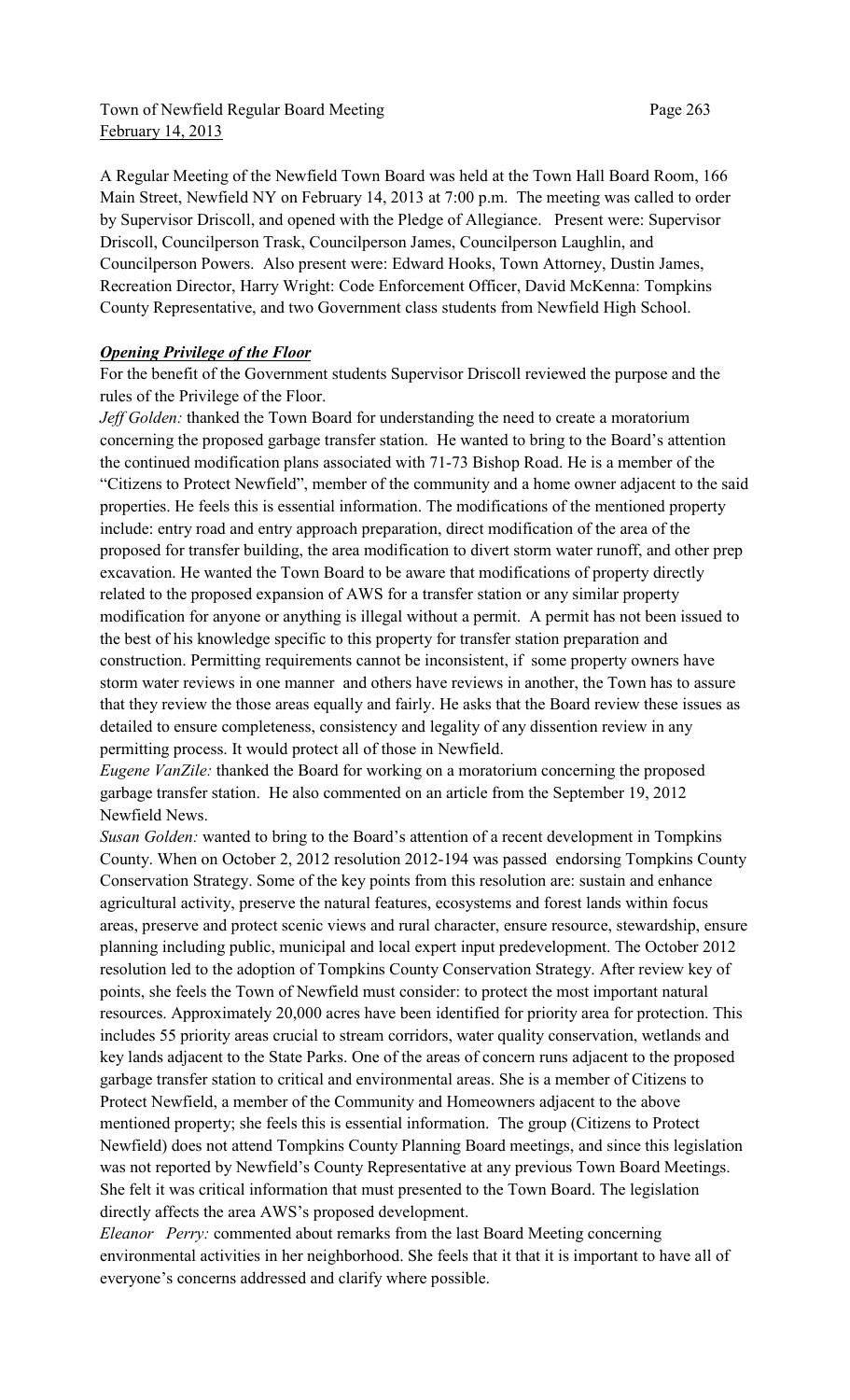A Regular Meeting of the Newfield Town Board was held at the Town Hall Board Room, 166 Main Street, Newfield NY on February 14, 2013 at 7:00 p.m. The meeting was called to order by Supervisor Driscoll, and opened with the Pledge of Allegiance. Present were: Supervisor Driscoll, Councilperson Trask, Councilperson James, Councilperson Laughlin, and Councilperson Powers. Also present were: Edward Hooks, Town Attorney, Dustin James, Recreation Director, Harry Wright: Code Enforcement Officer, David McKenna: Tompkins County Representative, and two Government class students from Newfield High School.

***Opening Privilege of the Floor***

For the benefit of the Government students Supervisor Driscoll reviewed the purpose and the rules of the Privilege of the Floor.

*Jeff Golden:* thanked the Town Board for understanding the need to create a moratorium concerning the proposed garbage transfer station. He wanted to bring to the Board's attention the continued modification plans associated with 71-73 Bishop Road. He is a member of the "Citizens to Protect Newfield", member of the community and a home owner adjacent to the said properties. He feels this is essential information. The modifications of the mentioned property include: entry road and entry approach preparation, direct modification of the area of the proposed for transfer building, the area modification to divert storm water runoff, and other prep excavation. He wanted the Town Board to be aware that modifications of property directly related to the proposed expansion of AWS for a transfer station or any similar property modification for anyone or anything is illegal without a permit. A permit has not been issued to the best of his knowledge specific to this property for transfer station preparation and construction. Permitting requirements cannot be inconsistent, if some property owners have storm water reviews in one manner and others have reviews in another, the Town has to assure that they review the those areas equally and fairly. He asks that the Board review these issues as detailed to ensure completeness, consistency and legality of any dissention review in any permitting process. It would protect all of those in Newfield.

*Eugene VanZile:* thanked the Board for working on a moratorium concerning the proposed garbage transfer station. He also commented on an article from the September 19, 2012 Newfield News.

*Susan Golden:* wanted to bring to the Board's attention of a recent development in Tompkins County. When on October 2, 2012 resolution 2012-194 was passed endorsing Tompkins County Conservation Strategy. Some of the key points from this resolution are: sustain and enhance agricultural activity, preserve the natural features, ecosystems and forest lands within focus areas, preserve and protect scenic views and rural character, ensure resource, stewardship, ensure planning including public, municipal and local expert input predevelopment. The October 2012 resolution led to the adoption of Tompkins County Conservation Strategy. After review key of points, she feels the Town of Newfield must consider: to protect the most important natural resources. Approximately 20,000 acres have been identified for priority area for protection. This includes 55 priority areas crucial to stream corridors, water quality conservation, wetlands and key lands adjacent to the State Parks. One of the areas of concern runs adjacent to the proposed garbage transfer station to critical and environmental areas. She is a member of Citizens to Protect Newfield, a member of the Community and Homeowners adjacent to the above mentioned property; she feels this is essential information. The group (Citizens to Protect Newfield) does not attend Tompkins County Planning Board meetings, and since this legislation was not reported by Newfield's County Representative at any previous Town Board Meetings. She felt it was critical information that must presented to the Town Board. The legislation directly affects the area AWS's proposed development.

*Eleanor Perry:* commented about remarks from the last Board Meeting concerning environmental activities in her neighborhood. She feels that it that it is important to have all of everyone's concerns addressed and clarify where possible.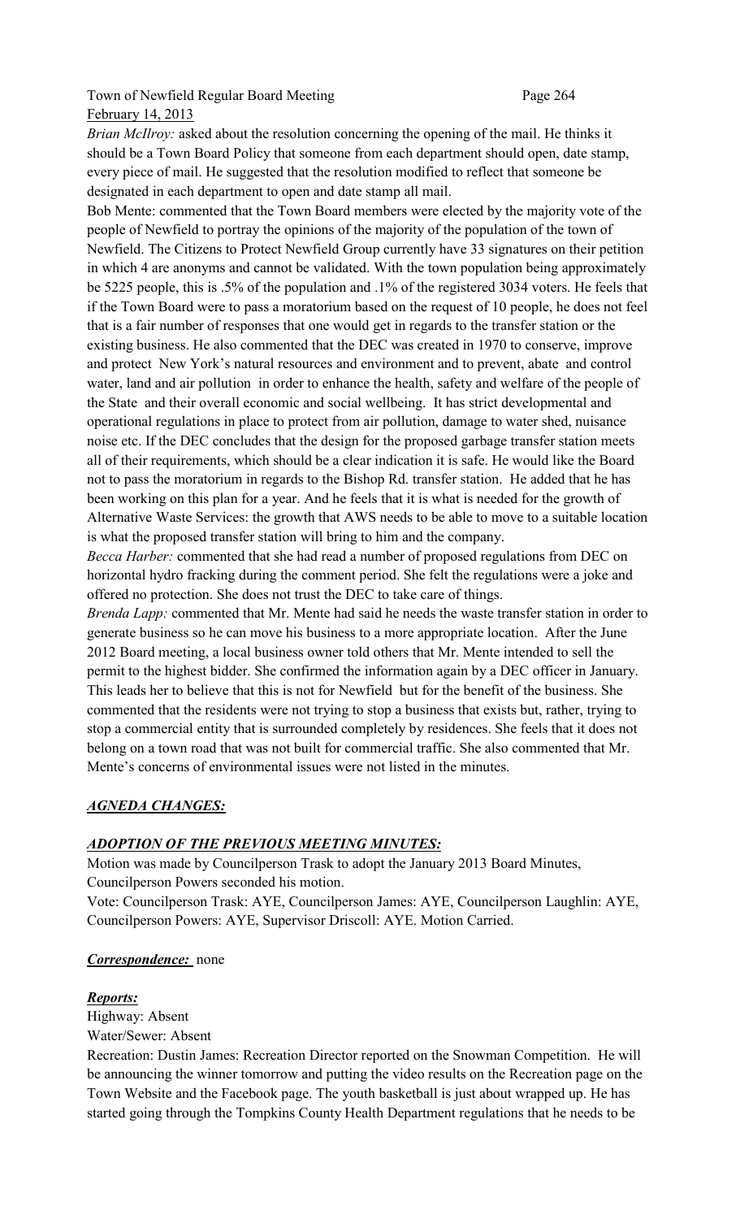*Brian McIlroy:* asked about the resolution concerning the opening of the mail. He thinks it should be a Town Board Policy that someone from each department should open, date stamp, every piece of mail. He suggested that the resolution modified to reflect that someone be designated in each department to open and date stamp all mail.

Bob Mente: commented that the Town Board members were elected by the majority vote of the people of Newfield to portray the opinions of the majority of the population of the town of Newfield. The Citizens to Protect Newfield Group currently have 33 signatures on their petition in which 4 are anonyms and cannot be validated. With the town population being approximately be 5225 people, this is .5% of the population and .1% of the registered 3034 voters. He feels that if the Town Board were to pass a moratorium based on the request of 10 people, he does not feel that is a fair number of responses that one would get in regards to the transfer station or the existing business. He also commented that the DEC was created in 1970 to conserve, improve and protect New York's natural resources and environment and to prevent, abate and control water, land and air pollution in order to enhance the health, safety and welfare of the people of the State and their overall economic and social wellbeing. It has strict developmental and operational regulations in place to protect from air pollution, damage to water shed, nuisance noise etc. If the DEC concludes that the design for the proposed garbage transfer station meets all of their requirements, which should be a clear indication it is safe. He would like the Board not to pass the moratorium in regards to the Bishop Rd. transfer station. He added that he has been working on this plan for a year. And he feels that it is what is needed for the growth of Alternative Waste Services: the growth that AWS needs to be able to move to a suitable location is what the proposed transfer station will bring to him and the company.

*Becca Harber:* commented that she had read a number of proposed regulations from DEC on horizontal hydro fracking during the comment period. She felt the regulations were a joke and offered no protection. She does not trust the DEC to take care of things.

*Brenda Lapp:* commented that Mr. Mente had said he needs the waste transfer station in order to generate business so he can move his business to a more appropriate location. After the June 2012 Board meeting, a local business owner told others that Mr. Mente intended to sell the permit to the highest bidder. She confirmed the information again by a DEC officer in January. This leads her to believe that this is not for Newfield but for the benefit of the business. She commented that the residents were not trying to stop a business that exists but, rather, trying to stop a commercial entity that is surrounded completely by residences. She feels that it does not belong on a town road that was not built for commercial traffic. She also commented that Mr. Mente's concerns of environmental issues were not listed in the minutes.

***AGNEDA CHANGES:***

***ADOPTION OF THE PREVIOUS MEETING MINUTES:***

Motion was made by Councilperson Trask to adopt the January 2013 Board Minutes, Councilperson Powers seconded his motion.

Vote: Councilperson Trask: AYE, Councilperson James: AYE, Councilperson Laughlin: AYE, Councilperson Powers: AYE, Supervisor Driscoll: AYE. Motion Carried.

***Correspondence:*** none

***Reports:***

Highway: Absent

Water/Sewer: Absent

Recreation: Dustin James: Recreation Director reported on the Snowman Competition. He will be announcing the winner tomorrow and putting the video results on the Recreation page on the Town Website and the Facebook page. The youth basketball is just about wrapped up. He has started going through the Tompkins County Health Department regulations that he needs to be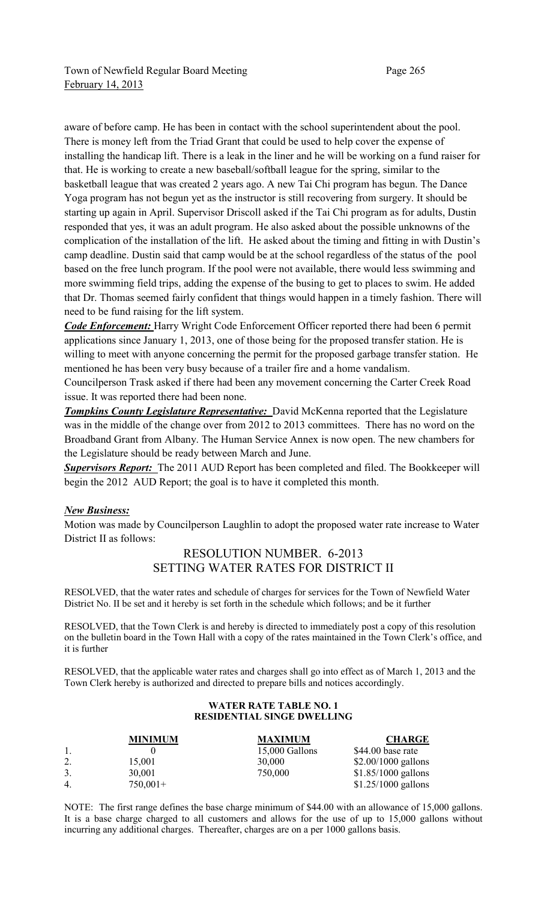aware of before camp. He has been in contact with the school superintendent about the pool. There is money left from the Triad Grant that could be used to help cover the expense of installing the handicap lift. There is a leak in the liner and he will be working on a fund raiser for that. He is working to create a new baseball/softball league for the spring, similar to the basketball league that was created 2 years ago. A new Tai Chi program has begun. The Dance Yoga program has not begun yet as the instructor is still recovering from surgery. It should be starting up again in April. Supervisor Driscoll asked if the Tai Chi program as for adults, Dustin responded that yes, it was an adult program. He also asked about the possible unknowns of the complication of the installation of the lift. He asked about the timing and fitting in with Dustin's camp deadline. Dustin said that camp would be at the school regardless of the status of the pool based on the free lunch program. If the pool were not available, there would less swimming and more swimming field trips, adding the expense of the busing to get to places to swim. He added that Dr. Thomas seemed fairly confident that things would happen in a timely fashion. There will need to be fund raising for the lift system.

***Code Enforcement:*** Harry Wright Code Enforcement Officer reported there had been 6 permit applications since January 1, 2013, one of those being for the proposed transfer station. He is willing to meet with anyone concerning the permit for the proposed garbage transfer station. He mentioned he has been very busy because of a trailer fire and a home vandalism.

Councilperson Trask asked if there had been any movement concerning the Carter Creek Road issue. It was reported there had been none.

***Tompkins County Legislature Representative:*** David McKenna reported that the Legislature was in the middle of the change over from 2012 to 2013 committees. There has no word on the Broadband Grant from Albany. The Human Service Annex is now open. The new chambers for the Legislature should be ready between March and June.

***Supervisors Report:*** The 2011 AUD Report has been completed and filed. The Bookkeeper will begin the 2012 AUD Report; the goal is to have it completed this month.

***New Business:***

Motion was made by Councilperson Laughlin to adopt the proposed water rate increase to Water District II as follows:

## RESOLUTION NUMBER. 6-2013
## SETTING WATER RATES FOR DISTRICT II

RESOLVED, that the water rates and schedule of charges for services for the Town of Newfield Water District No. II be set and it hereby is set forth in the schedule which follows; and be it further

RESOLVED, that the Town Clerk is and hereby is directed to immediately post a copy of this resolution on the bulletin board in the Town Hall with a copy of the rates maintained in the Town Clerk's office, and it is further

RESOLVED, that the applicable water rates and charges shall go into effect as of March 1, 2013 and the Town Clerk hereby is authorized and directed to prepare bills and notices accordingly.

**WATER RATE TABLE NO. 1**
**RESIDENTIAL SINGE DWELLING**

| | MINIMUM | MAXIMUM | CHARGE |
|---|---|---|---|
| 1. | 0 | 15,000 Gallons | $44.00 base rate |
| 2. | 15,001 | 30,000 | $2.00/1000 gallons |
| 3. | 30,001 | 750,000 | $1.85/1000 gallons |
| 4. | 750,001+ | | $1.25/1000 gallons |

NOTE: The first range defines the base charge minimum of $44.00 with an allowance of 15,000 gallons. It is a base charge charged to all customers and allows for the use of up to 15,000 gallons without incurring any additional charges. Thereafter, charges are on a per 1000 gallons basis.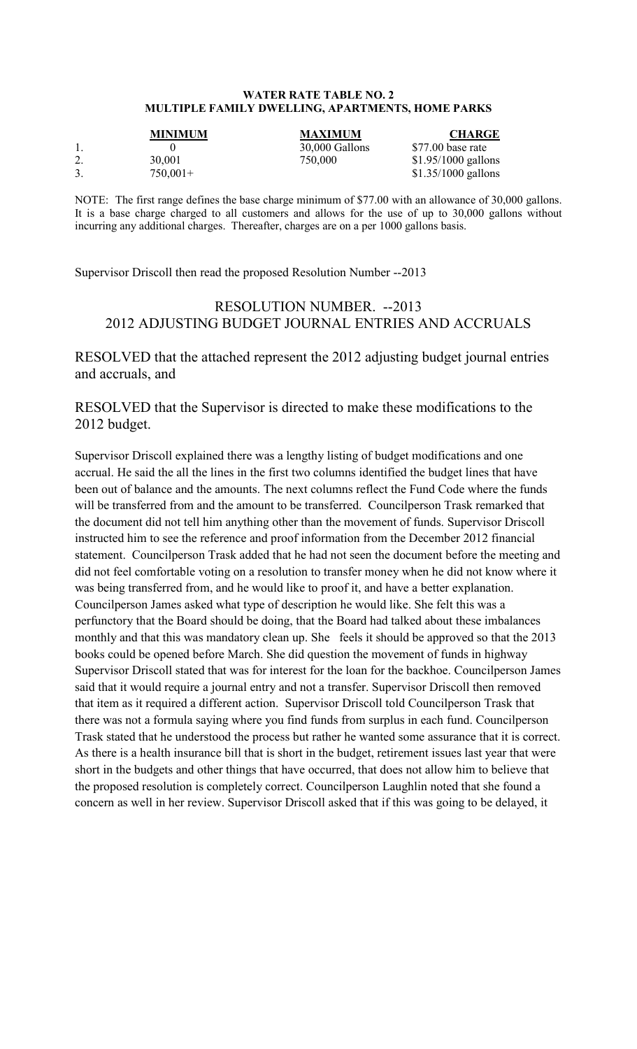**WATER RATE TABLE NO. 2**
**MULTIPLE FAMILY DWELLING, APARTMENTS, HOME PARKS**

| | MINIMUM | MAXIMUM | CHARGE |
|---|---|---|---|
| 1. | 0 | 30,000 Gallons | $77.00 base rate |
| 2. | 30,001 | 750,000 | $1.95/1000 gallons |
| 3. | 750,001+ | | $1.35/1000 gallons |

NOTE: The first range defines the base charge minimum of $77.00 with an allowance of 30,000 gallons. It is a base charge charged to all customers and allows for the use of up to 30,000 gallons without incurring any additional charges. Thereafter, charges are on a per 1000 gallons basis.

Supervisor Driscoll then read the proposed Resolution Number --2013

RESOLUTION NUMBER. --2013
2012 ADJUSTING BUDGET JOURNAL ENTRIES AND ACCRUALS

RESOLVED that the attached represent the 2012 adjusting budget journal entries and accruals, and

RESOLVED that the Supervisor is directed to make these modifications to the 2012 budget.

Supervisor Driscoll explained there was a lengthy listing of budget modifications and one accrual. He said the all the lines in the first two columns identified the budget lines that have been out of balance and the amounts. The next columns reflect the Fund Code where the funds will be transferred from and the amount to be transferred. Councilperson Trask remarked that the document did not tell him anything other than the movement of funds. Supervisor Driscoll instructed him to see the reference and proof information from the December 2012 financial statement. Councilperson Trask added that he had not seen the document before the meeting and did not feel comfortable voting on a resolution to transfer money when he did not know where it was being transferred from, and he would like to proof it, and have a better explanation. Councilperson James asked what type of description he would like. She felt this was a perfunctory that the Board should be doing, that the Board had talked about these imbalances monthly and that this was mandatory clean up. She feels it should be approved so that the 2013 books could be opened before March. She did question the movement of funds in highway Supervisor Driscoll stated that was for interest for the loan for the backhoe. Councilperson James said that it would require a journal entry and not a transfer. Supervisor Driscoll then removed that item as it required a different action. Supervisor Driscoll told Councilperson Trask that there was not a formula saying where you find funds from surplus in each fund. Councilperson Trask stated that he understood the process but rather he wanted some assurance that it is correct. As there is a health insurance bill that is short in the budget, retirement issues last year that were short in the budgets and other things that have occurred, that does not allow him to believe that the proposed resolution is completely correct. Councilperson Laughlin noted that she found a concern as well in her review. Supervisor Driscoll asked that if this was going to be delayed, it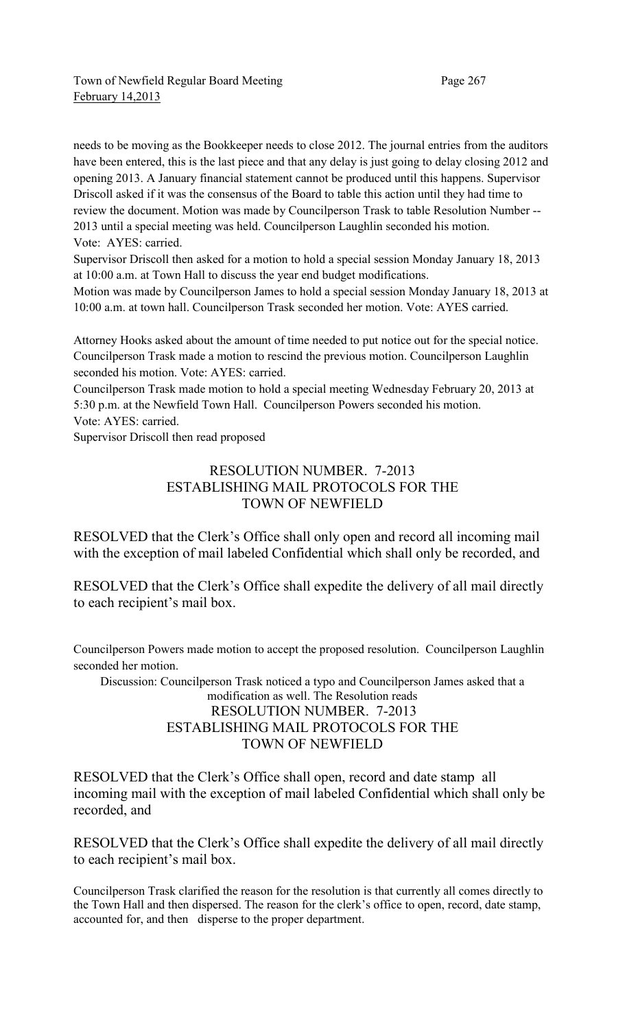needs to be moving as the Bookkeeper needs to close 2012. The journal entries from the auditors have been entered, this is the last piece and that any delay is just going to delay closing 2012 and opening 2013. A January financial statement cannot be produced until this happens. Supervisor Driscoll asked if it was the consensus of the Board to table this action until they had time to review the document. Motion was made by Councilperson Trask to table Resolution Number -- 2013 until a special meeting was held. Councilperson Laughlin seconded his motion.
Vote: AYES: carried.

Supervisor Driscoll then asked for a motion to hold a special session Monday January 18, 2013 at 10:00 a.m. at Town Hall to discuss the year end budget modifications.

Motion was made by Councilperson James to hold a special session Monday January 18, 2013 at 10:00 a.m. at town hall. Councilperson Trask seconded her motion. Vote: AYES carried.

Attorney Hooks asked about the amount of time needed to put notice out for the special notice. Councilperson Trask made a motion to rescind the previous motion. Councilperson Laughlin seconded his motion. Vote: AYES: carried.

Councilperson Trask made motion to hold a special meeting Wednesday February 20, 2013 at 5:30 p.m. at the Newfield Town Hall. Councilperson Powers seconded his motion.
Vote: AYES: carried.

Supervisor Driscoll then read proposed

RESOLUTION NUMBER. 7-2013
ESTABLISHING MAIL PROTOCOLS FOR THE
TOWN OF NEWFIELD

RESOLVED that the Clerk's Office shall only open and record all incoming mail with the exception of mail labeled Confidential which shall only be recorded, and

RESOLVED that the Clerk's Office shall expedite the delivery of all mail directly to each recipient's mail box.

Councilperson Powers made motion to accept the proposed resolution. Councilperson Laughlin seconded her motion.

Discussion: Councilperson Trask noticed a typo and Councilperson James asked that a modification as well. The Resolution reads

RESOLUTION NUMBER. 7-2013
ESTABLISHING MAIL PROTOCOLS FOR THE
TOWN OF NEWFIELD

RESOLVED that the Clerk's Office shall open, record and date stamp all incoming mail with the exception of mail labeled Confidential which shall only be recorded, and

RESOLVED that the Clerk's Office shall expedite the delivery of all mail directly to each recipient's mail box.

Councilperson Trask clarified the reason for the resolution is that currently all comes directly to the Town Hall and then dispersed. The reason for the clerk's office to open, record, date stamp, accounted for, and then disperse to the proper department.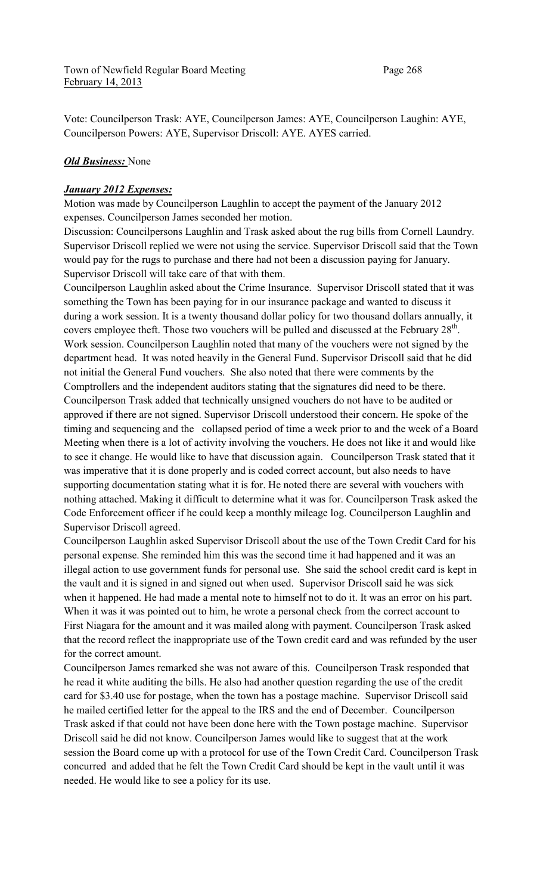Vote: Councilperson Trask: AYE, Councilperson James: AYE, Councilperson Laughin: AYE, Councilperson Powers: AYE, Supervisor Driscoll: AYE. AYES carried.

***Old Business:*** None

***January 2012 Expenses:***

Motion was made by Councilperson Laughlin to accept the payment of the January 2012 expenses. Councilperson James seconded her motion.

Discussion: Councilpersons Laughlin and Trask asked about the rug bills from Cornell Laundry. Supervisor Driscoll replied we were not using the service. Supervisor Driscoll said that the Town would pay for the rugs to purchase and there had not been a discussion paying for January. Supervisor Driscoll will take care of that with them.

Councilperson Laughlin asked about the Crime Insurance. Supervisor Driscoll stated that it was something the Town has been paying for in our insurance package and wanted to discuss it during a work session. It is a twenty thousand dollar policy for two thousand dollars annually, it covers employee theft. Those two vouchers will be pulled and discussed at the February 28th. Work session. Councilperson Laughlin noted that many of the vouchers were not signed by the department head. It was noted heavily in the General Fund. Supervisor Driscoll said that he did not initial the General Fund vouchers. She also noted that there were comments by the Comptrollers and the independent auditors stating that the signatures did need to be there. Councilperson Trask added that technically unsigned vouchers do not have to be audited or approved if there are not signed. Supervisor Driscoll understood their concern. He spoke of the timing and sequencing and the collapsed period of time a week prior to and the week of a Board Meeting when there is a lot of activity involving the vouchers. He does not like it and would like to see it change. He would like to have that discussion again. Councilperson Trask stated that it was imperative that it is done properly and is coded correct account, but also needs to have supporting documentation stating what it is for. He noted there are several with vouchers with nothing attached. Making it difficult to determine what it was for. Councilperson Trask asked the Code Enforcement officer if he could keep a monthly mileage log. Councilperson Laughlin and Supervisor Driscoll agreed.

Councilperson Laughlin asked Supervisor Driscoll about the use of the Town Credit Card for his personal expense. She reminded him this was the second time it had happened and it was an illegal action to use government funds for personal use. She said the school credit card is kept in the vault and it is signed in and signed out when used. Supervisor Driscoll said he was sick when it happened. He had made a mental note to himself not to do it. It was an error on his part. When it was it was pointed out to him, he wrote a personal check from the correct account to First Niagara for the amount and it was mailed along with payment. Councilperson Trask asked that the record reflect the inappropriate use of the Town credit card and was refunded by the user for the correct amount.

Councilperson James remarked she was not aware of this. Councilperson Trask responded that he read it white auditing the bills. He also had another question regarding the use of the credit card for $3.40 use for postage, when the town has a postage machine. Supervisor Driscoll said he mailed certified letter for the appeal to the IRS and the end of December. Councilperson Trask asked if that could not have been done here with the Town postage machine. Supervisor Driscoll said he did not know. Councilperson James would like to suggest that at the work session the Board come up with a protocol for use of the Town Credit Card. Councilperson Trask concurred and added that he felt the Town Credit Card should be kept in the vault until it was needed. He would like to see a policy for its use.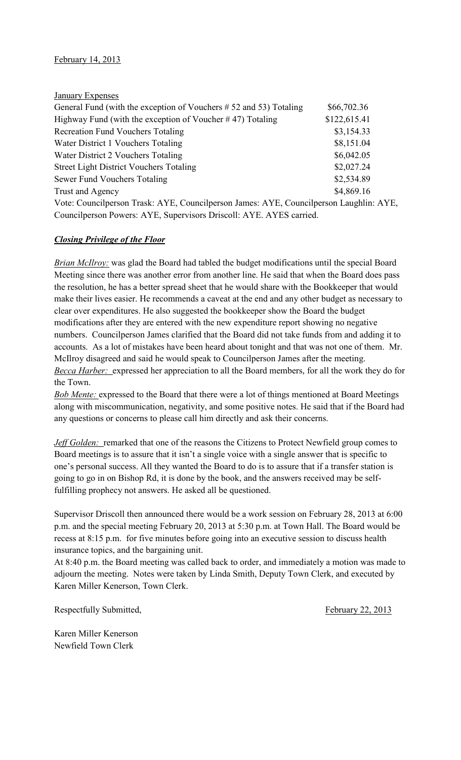February 14, 2013

January Expenses

| | |
|---|---|
| General Fund (with the exception of Vouchers # 52 and 53) Totaling | $66,702.36 |
| Highway Fund (with the exception of Voucher # 47) Totaling | $122,615.41 |
| Recreation Fund Vouchers Totaling | $3,154.33 |
| Water District 1 Vouchers Totaling | $8,151.04 |
| Water District 2 Vouchers Totaling | $6,042.05 |
| Street Light District Vouchers Totaling | $2,027.24 |
| Sewer Fund Vouchers Totaling | $2,534.89 |
| Trust and Agency | $4,869.16 |

Vote: Councilperson Trask: AYE, Councilperson James: AYE, Councilperson Laughlin: AYE, Councilperson Powers: AYE, Supervisors Driscoll: AYE. AYES carried.

## ***Closing Privilege of the Floor***

*Brian McIlroy:* was glad the Board had tabled the budget modifications until the special Board Meeting since there was another error from another line. He said that when the Board does pass the resolution, he has a better spread sheet that he would share with the Bookkeeper that would make their lives easier. He recommends a caveat at the end and any other budget as necessary to clear over expenditures. He also suggested the bookkeeper show the Board the budget modifications after they are entered with the new expenditure report showing no negative numbers. Councilperson James clarified that the Board did not take funds from and adding it to accounts. As a lot of mistakes have been heard about tonight and that was not one of them. Mr. McIlroy disagreed and said he would speak to Councilperson James after the meeting.

*Becca Harber:* expressed her appreciation to all the Board members, for all the work they do for the Town.

*Bob Mente:* expressed to the Board that there were a lot of things mentioned at Board Meetings along with miscommunication, negativity, and some positive notes. He said that if the Board had any questions or concerns to please call him directly and ask their concerns.

*Jeff Golden:* remarked that one of the reasons the Citizens to Protect Newfield group comes to Board meetings is to assure that it isn't a single voice with a single answer that is specific to one's personal success. All they wanted the Board to do is to assure that if a transfer station is going to go in on Bishop Rd, it is done by the book, and the answers received may be self-fulfilling prophecy not answers. He asked all be questioned.

Supervisor Driscoll then announced there would be a work session on February 28, 2013 at 6:00 p.m. and the special meeting February 20, 2013 at 5:30 p.m. at Town Hall. The Board would be recess at 8:15 p.m. for five minutes before going into an executive session to discuss health insurance topics, and the bargaining unit.

At 8:40 p.m. the Board meeting was called back to order, and immediately a motion was made to adjourn the meeting. Notes were taken by Linda Smith, Deputy Town Clerk, and executed by Karen Miller Kenerson, Town Clerk.

Respectfully Submitted, February 22, 2013

Karen Miller Kenerson
Newfield Town Clerk